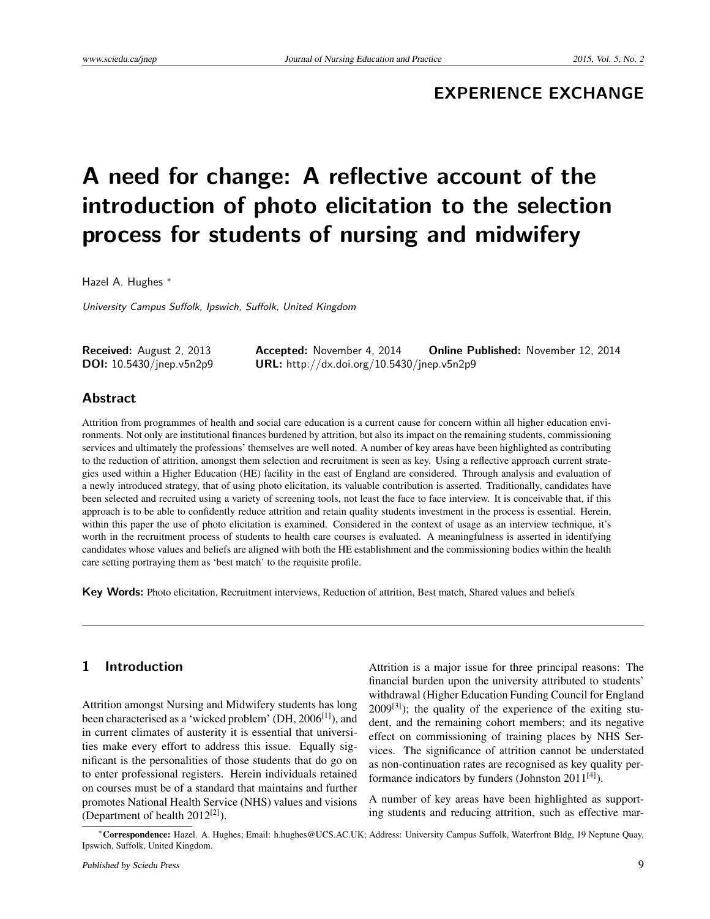## EXPERIENCE EXCHANGE

# A need for change: A reflective account of the introduction of photo elicitation to the selection process for students of nursing and midwifery

Hazel A. Hughes *

*University Campus Suffolk, Ipswich, Suffolk, United Kingdom*

**Received:** August 2, 2013 **Accepted:** November 4, 2014 **Online Published:** November 12, 2014
**DOI:** 10.5430/jnep.v5n2p9 **URL:** http://dx.doi.org/10.5430/jnep.v5n2p9

## Abstract

Attrition from programmes of health and social care education is a current cause for concern within all higher education environments. Not only are institutional finances burdened by attrition, but also its impact on the remaining students, commissioning services and ultimately the professions' themselves are well noted. A number of key areas have been highlighted as contributing to the reduction of attrition, amongst them selection and recruitment is seen as key. Using a reflective approach current strategies used within a Higher Education (HE) facility in the east of England are considered. Through analysis and evaluation of a newly introduced strategy, that of using photo elicitation, its valuable contribution is asserted. Traditionally, candidates have been selected and recruited using a variety of screening tools, not least the face to face interview. It is conceivable that, if this approach is to be able to confidently reduce attrition and retain quality students investment in the process is essential. Herein, within this paper the use of photo elicitation is examined. Considered in the context of usage as an interview technique, it's worth in the recruitment process of students to health care courses is evaluated. A meaningfulness is asserted in identifying candidates whose values and beliefs are aligned with both the HE establishment and the commissioning bodies within the health care setting portraying them as 'best match' to the requisite profile.

**Key Words:** Photo elicitation, Recruitment interviews, Reduction of attrition, Best match, Shared values and beliefs

## 1 Introduction

Attrition amongst Nursing and Midwifery students has long been characterised as a 'wicked problem' (DH, 2006[1]), and in current climates of austerity it is essential that universities make every effort to address this issue. Equally significant is the personalities of those students that do go on to enter professional registers. Herein individuals retained on courses must be of a standard that maintains and further promotes National Health Service (NHS) values and visions (Department of health 2012[2]).

Attrition is a major issue for three principal reasons: The financial burden upon the university attributed to students' withdrawal (Higher Education Funding Council for England 2009[3]); the quality of the experience of the exiting student, and the remaining cohort members; and its negative effect on commissioning of training places by NHS Services. The significance of attrition cannot be understated as non-continuation rates are recognised as key quality performance indicators by funders (Johnston 2011[4]).

A number of key areas have been highlighted as supporting students and reducing attrition, such as effective mar-

*Correspondence: Hazel. A. Hughes; Email: h.hughes@UCS.AC.UK; Address: University Campus Suffolk, Waterfront Bldg, 19 Neptune Quay, Ipswich, Suffolk, United Kingdom.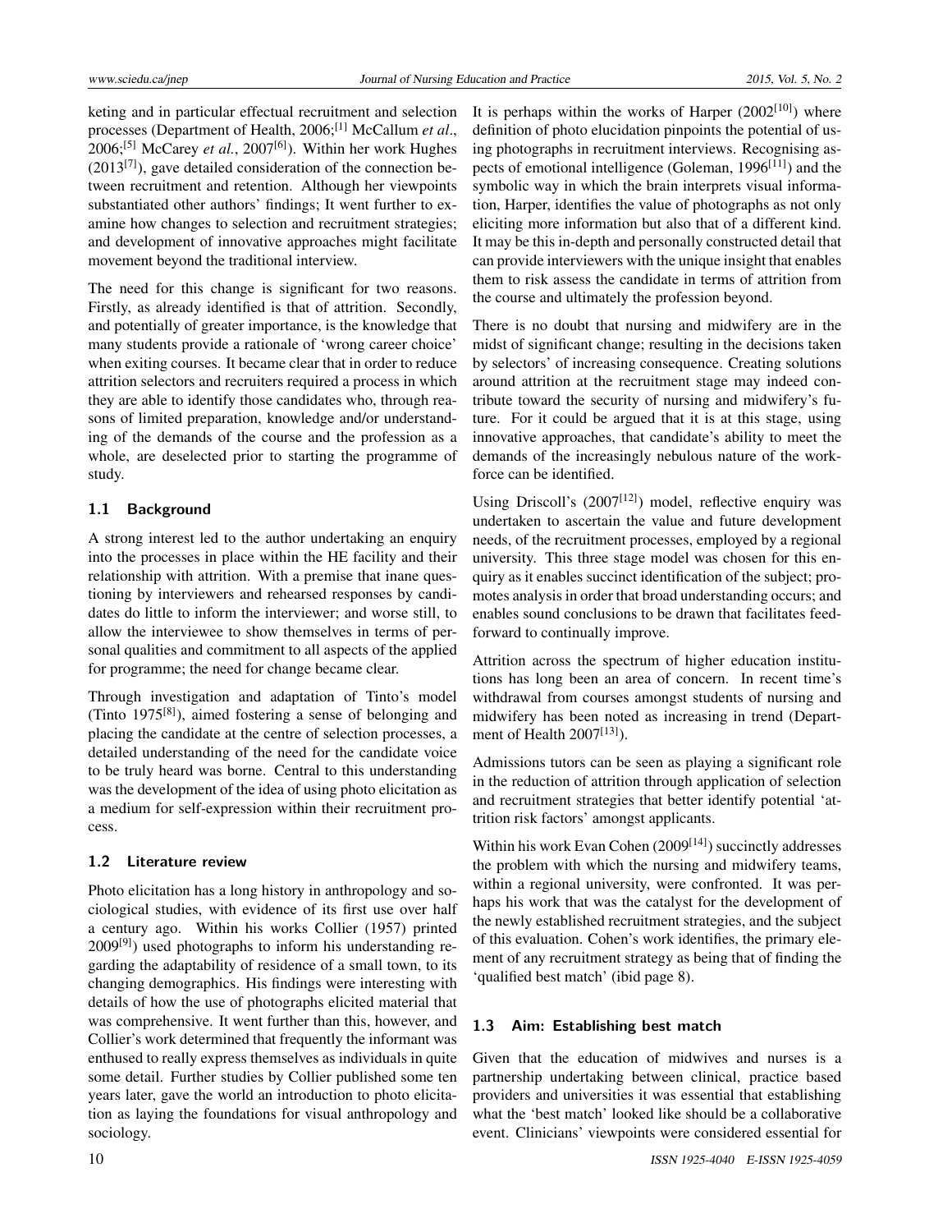keting and in particular effectual recruitment and selection processes (Department of Health, 2006;[1] McCallum *et al*., 2006;[5] McCarey *et al*., 2007[6]). Within her work Hughes (2013[7]), gave detailed consideration of the connection between recruitment and retention. Although her viewpoints substantiated other authors' findings; It went further to examine how changes to selection and recruitment strategies; and development of innovative approaches might facilitate movement beyond the traditional interview.

The need for this change is significant for two reasons. Firstly, as already identified is that of attrition. Secondly, and potentially of greater importance, is the knowledge that many students provide a rationale of 'wrong career choice' when exiting courses. It became clear that in order to reduce attrition selectors and recruiters required a process in which they are able to identify those candidates who, through reasons of limited preparation, knowledge and/or understanding of the demands of the course and the profession as a whole, are deselected prior to starting the programme of study.

### 1.1 Background

A strong interest led to the author undertaking an enquiry into the processes in place within the HE facility and their relationship with attrition. With a premise that inane questioning by interviewers and rehearsed responses by candidates do little to inform the interviewer; and worse still, to allow the interviewee to show themselves in terms of personal qualities and commitment to all aspects of the applied for programme; the need for change became clear.

Through investigation and adaptation of Tinto's model (Tinto 1975[8]), aimed fostering a sense of belonging and placing the candidate at the centre of selection processes, a detailed understanding of the need for the candidate voice to be truly heard was borne. Central to this understanding was the development of the idea of using photo elicitation as a medium for self-expression within their recruitment process.

### 1.2 Literature review

Photo elicitation has a long history in anthropology and sociological studies, with evidence of its first use over half a century ago. Within his works Collier (1957) printed 2009[9]) used photographs to inform his understanding regarding the adaptability of residence of a small town, to its changing demographics. His findings were interesting with details of how the use of photographs elicited material that was comprehensive. It went further than this, however, and Collier's work determined that frequently the informant was enthused to really express themselves as individuals in quite some detail. Further studies by Collier published some ten years later, gave the world an introduction to photo elicitation as laying the foundations for visual anthropology and sociology.

It is perhaps within the works of Harper (2002[10]) where definition of photo elucidation pinpoints the potential of using photographs in recruitment interviews. Recognising aspects of emotional intelligence (Goleman, 1996[11]) and the symbolic way in which the brain interprets visual information, Harper, identifies the value of photographs as not only eliciting more information but also that of a different kind. It may be this in-depth and personally constructed detail that can provide interviewers with the unique insight that enables them to risk assess the candidate in terms of attrition from the course and ultimately the profession beyond.

There is no doubt that nursing and midwifery are in the midst of significant change; resulting in the decisions taken by selectors' of increasing consequence. Creating solutions around attrition at the recruitment stage may indeed contribute toward the security of nursing and midwifery's future. For it could be argued that it is at this stage, using innovative approaches, that candidate's ability to meet the demands of the increasingly nebulous nature of the workforce can be identified.

Using Driscoll's (2007[12]) model, reflective enquiry was undertaken to ascertain the value and future development needs, of the recruitment processes, employed by a regional university. This three stage model was chosen for this enquiry as it enables succinct identification of the subject; promotes analysis in order that broad understanding occurs; and enables sound conclusions to be drawn that facilitates feedforward to continually improve.

Attrition across the spectrum of higher education institutions has long been an area of concern. In recent time's withdrawal from courses amongst students of nursing and midwifery has been noted as increasing in trend (Department of Health 2007[13]).

Admissions tutors can be seen as playing a significant role in the reduction of attrition through application of selection and recruitment strategies that better identify potential 'attrition risk factors' amongst applicants.

Within his work Evan Cohen (2009[14]) succinctly addresses the problem with which the nursing and midwifery teams, within a regional university, were confronted. It was perhaps his work that was the catalyst for the development of the newly established recruitment strategies, and the subject of this evaluation. Cohen's work identifies, the primary element of any recruitment strategy as being that of finding the 'qualified best match' (ibid page 8).

### 1.3 Aim: Establishing best match

Given that the education of midwives and nurses is a partnership undertaking between clinical, practice based providers and universities it was essential that establishing what the 'best match' looked like should be a collaborative event. Clinicians' viewpoints were considered essential for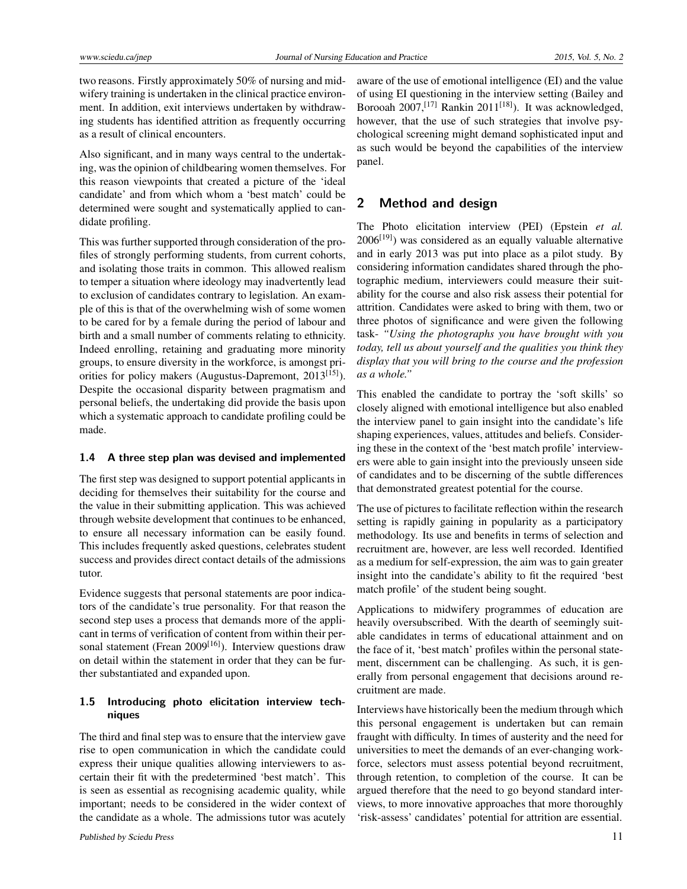two reasons. Firstly approximately 50% of nursing and midwifery training is undertaken in the clinical practice environment. In addition, exit interviews undertaken by withdrawing students has identified attrition as frequently occurring as a result of clinical encounters.

Also significant, and in many ways central to the undertaking, was the opinion of childbearing women themselves. For this reason viewpoints that created a picture of the 'ideal candidate' and from which whom a 'best match' could be determined were sought and systematically applied to candidate profiling.

This was further supported through consideration of the profiles of strongly performing students, from current cohorts, and isolating those traits in common. This allowed realism to temper a situation where ideology may inadvertently lead to exclusion of candidates contrary to legislation. An example of this is that of the overwhelming wish of some women to be cared for by a female during the period of labour and birth and a small number of comments relating to ethnicity. Indeed enrolling, retaining and graduating more minority groups, to ensure diversity in the workforce, is amongst priorities for policy makers (Augustus-Dapremont, 2013[15]). Despite the occasional disparity between pragmatism and personal beliefs, the undertaking did provide the basis upon which a systematic approach to candidate profiling could be made.

### 1.4 A three step plan was devised and implemented

The first step was designed to support potential applicants in deciding for themselves their suitability for the course and the value in their submitting application. This was achieved through website development that continues to be enhanced, to ensure all necessary information can be easily found. This includes frequently asked questions, celebrates student success and provides direct contact details of the admissions tutor.

Evidence suggests that personal statements are poor indicators of the candidate's true personality. For that reason the second step uses a process that demands more of the applicant in terms of verification of content from within their personal statement (Frean 2009[16]). Interview questions draw on detail within the statement in order that they can be further substantiated and expanded upon.

### 1.5 Introducing photo elicitation interview techniques

The third and final step was to ensure that the interview gave rise to open communication in which the candidate could express their unique qualities allowing interviewers to ascertain their fit with the predetermined 'best match'. This is seen as essential as recognising academic quality, while important; needs to be considered in the wider context of the candidate as a whole. The admissions tutor was acutely aware of the use of emotional intelligence (EI) and the value of using EI questioning in the interview setting (Bailey and Borooah 2007,[17] Rankin 2011[18]). It was acknowledged, however, that the use of such strategies that involve psychological screening might demand sophisticated input and as such would be beyond the capabilities of the interview panel.

## 2 Method and design

The Photo elicitation interview (PEI) (Epstein *et al.* 2006[19]) was considered as an equally valuable alternative and in early 2013 was put into place as a pilot study. By considering information candidates shared through the photographic medium, interviewers could measure their suitability for the course and also risk assess their potential for attrition. Candidates were asked to bring with them, two or three photos of significance and were given the following task- *"Using the photographs you have brought with you today, tell us about yourself and the qualities you think they display that you will bring to the course and the profession as a whole."*

This enabled the candidate to portray the 'soft skills' so closely aligned with emotional intelligence but also enabled the interview panel to gain insight into the candidate's life shaping experiences, values, attitudes and beliefs. Considering these in the context of the 'best match profile' interviewers were able to gain insight into the previously unseen side of candidates and to be discerning of the subtle differences that demonstrated greatest potential for the course.

The use of pictures to facilitate reflection within the research setting is rapidly gaining in popularity as a participatory methodology. Its use and benefits in terms of selection and recruitment are, however, are less well recorded. Identified as a medium for self-expression, the aim was to gain greater insight into the candidate's ability to fit the required 'best match profile' of the student being sought.

Applications to midwifery programmes of education are heavily oversubscribed. With the dearth of seemingly suitable candidates in terms of educational attainment and on the face of it, 'best match' profiles within the personal statement, discernment can be challenging. As such, it is generally from personal engagement that decisions around recruitment are made.

Interviews have historically been the medium through which this personal engagement is undertaken but can remain fraught with difficulty. In times of austerity and the need for universities to meet the demands of an ever-changing workforce, selectors must assess potential beyond recruitment, through retention, to completion of the course. It can be argued therefore that the need to go beyond standard interviews, to more innovative approaches that more thoroughly 'risk-assess' candidates' potential for attrition are essential.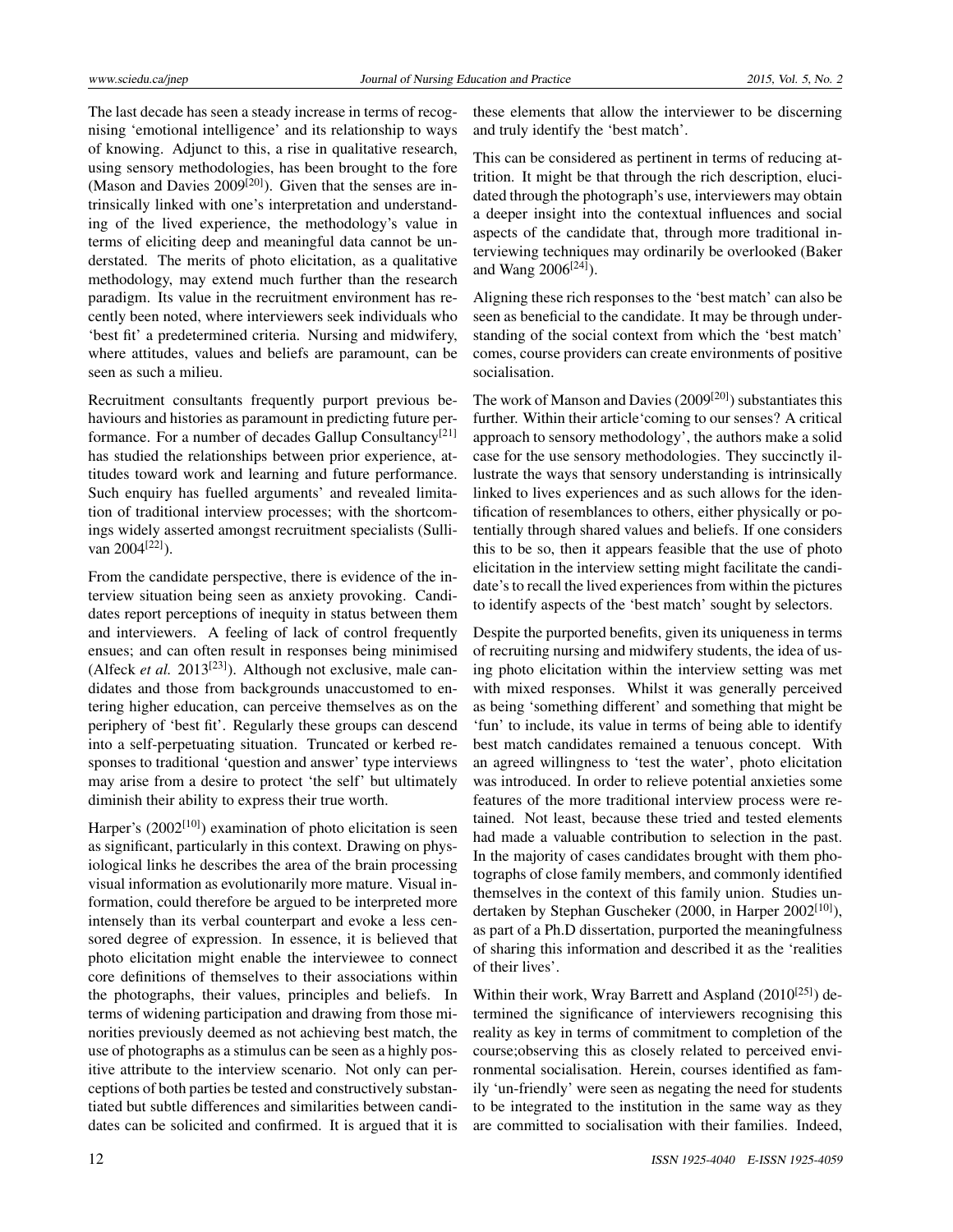The last decade has seen a steady increase in terms of recognising 'emotional intelligence' and its relationship to ways of knowing. Adjunct to this, a rise in qualitative research, using sensory methodologies, has been brought to the fore (Mason and Davies 2009[20]). Given that the senses are intrinsically linked with one's interpretation and understanding of the lived experience, the methodology's value in terms of eliciting deep and meaningful data cannot be understated. The merits of photo elicitation, as a qualitative methodology, may extend much further than the research paradigm. Its value in the recruitment environment has recently been noted, where interviewers seek individuals who 'best fit' a predetermined criteria. Nursing and midwifery, where attitudes, values and beliefs are paramount, can be seen as such a milieu.

Recruitment consultants frequently purport previous behaviours and histories as paramount in predicting future performance. For a number of decades Gallup Consultancy[21] has studied the relationships between prior experience, attitudes toward work and learning and future performance. Such enquiry has fuelled arguments' and revealed limitation of traditional interview processes; with the shortcomings widely asserted amongst recruitment specialists (Sullivan 2004[22]).

From the candidate perspective, there is evidence of the interview situation being seen as anxiety provoking. Candidates report perceptions of inequity in status between them and interviewers. A feeling of lack of control frequently ensues; and can often result in responses being minimised (Alfeck *et al.* 2013[23]). Although not exclusive, male candidates and those from backgrounds unaccustomed to entering higher education, can perceive themselves as on the periphery of 'best fit'. Regularly these groups can descend into a self-perpetuating situation. Truncated or kerbed responses to traditional 'question and answer' type interviews may arise from a desire to protect 'the self' but ultimately diminish their ability to express their true worth.

Harper's (2002[10]) examination of photo elicitation is seen as significant, particularly in this context. Drawing on physiological links he describes the area of the brain processing visual information as evolutionarily more mature. Visual information, could therefore be argued to be interpreted more intensely than its verbal counterpart and evoke a less censored degree of expression. In essence, it is believed that photo elicitation might enable the interviewee to connect core definitions of themselves to their associations within the photographs, their values, principles and beliefs. In terms of widening participation and drawing from those minorities previously deemed as not achieving best match, the use of photographs as a stimulus can be seen as a highly positive attribute to the interview scenario. Not only can perceptions of both parties be tested and constructively substantiated but subtle differences and similarities between candidates can be solicited and confirmed. It is argued that it is these elements that allow the interviewer to be discerning and truly identify the 'best match'.

This can be considered as pertinent in terms of reducing attrition. It might be that through the rich description, elucidated through the photograph's use, interviewers may obtain a deeper insight into the contextual influences and social aspects of the candidate that, through more traditional interviewing techniques may ordinarily be overlooked (Baker and Wang 2006[24]).

Aligning these rich responses to the 'best match' can also be seen as beneficial to the candidate. It may be through understanding of the social context from which the 'best match' comes, course providers can create environments of positive socialisation.

The work of Manson and Davies (2009[20]) substantiates this further. Within their article'coming to our senses? A critical approach to sensory methodology', the authors make a solid case for the use sensory methodologies. They succinctly illustrate the ways that sensory understanding is intrinsically linked to lives experiences and as such allows for the identification of resemblances to others, either physically or potentially through shared values and beliefs. If one considers this to be so, then it appears feasible that the use of photo elicitation in the interview setting might facilitate the candidate's to recall the lived experiences from within the pictures to identify aspects of the 'best match' sought by selectors.

Despite the purported benefits, given its uniqueness in terms of recruiting nursing and midwifery students, the idea of using photo elicitation within the interview setting was met with mixed responses. Whilst it was generally perceived as being 'something different' and something that might be 'fun' to include, its value in terms of being able to identify best match candidates remained a tenuous concept. With an agreed willingness to 'test the water', photo elicitation was introduced. In order to relieve potential anxieties some features of the more traditional interview process were retained. Not least, because these tried and tested elements had made a valuable contribution to selection in the past. In the majority of cases candidates brought with them photographs of close family members, and commonly identified themselves in the context of this family union. Studies undertaken by Stephan Guscheker (2000, in Harper 2002[10]), as part of a Ph.D dissertation, purported the meaningfulness of sharing this information and described it as the 'realities of their lives'.

Within their work, Wray Barrett and Aspland (2010[25]) determined the significance of interviewers recognising this reality as key in terms of commitment to completion of the course;observing this as closely related to perceived environmental socialisation. Herein, courses identified as family 'un-friendly' were seen as negating the need for students to be integrated to the institution in the same way as they are committed to socialisation with their families. Indeed,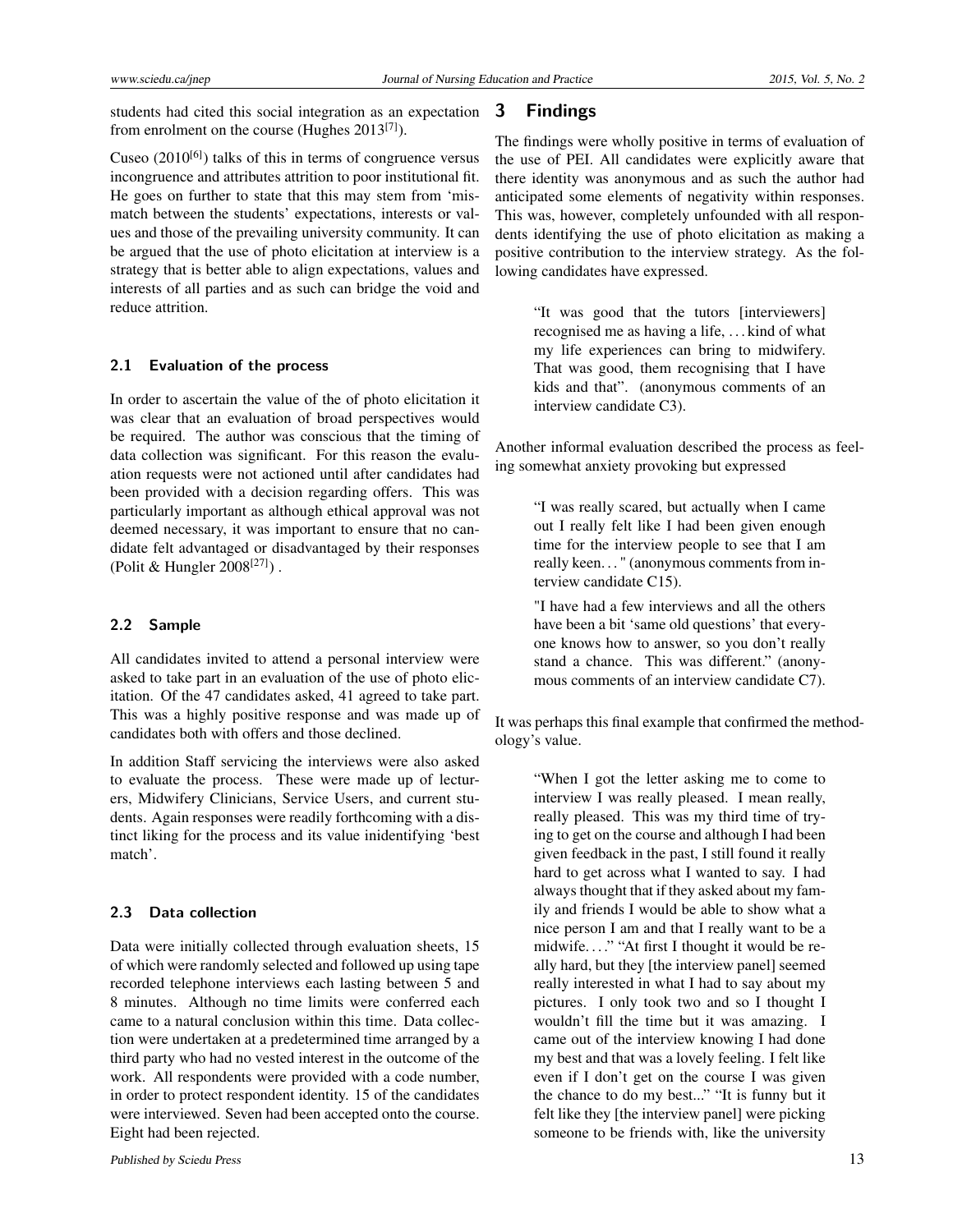students had cited this social integration as an expectation from enrolment on the course (Hughes 2013[7]).

Cuseo (2010[6]) talks of this in terms of congruence versus incongruence and attributes attrition to poor institutional fit. He goes on further to state that this may stem from 'mismatch between the students' expectations, interests or values and those of the prevailing university community. It can be argued that the use of photo elicitation at interview is a strategy that is better able to align expectations, values and interests of all parties and as such can bridge the void and reduce attrition.

### 2.1 Evaluation of the process

In order to ascertain the value of the of photo elicitation it was clear that an evaluation of broad perspectives would be required. The author was conscious that the timing of data collection was significant. For this reason the evaluation requests were not actioned until after candidates had been provided with a decision regarding offers. This was particularly important as although ethical approval was not deemed necessary, it was important to ensure that no candidate felt advantaged or disadvantaged by their responses (Polit & Hungler 2008[27]) .

### 2.2 Sample

All candidates invited to attend a personal interview were asked to take part in an evaluation of the use of photo elicitation. Of the 47 candidates asked, 41 agreed to take part. This was a highly positive response and was made up of candidates both with offers and those declined.

In addition Staff servicing the interviews were also asked to evaluate the process. These were made up of lecturers, Midwifery Clinicians, Service Users, and current students. Again responses were readily forthcoming with a distinct liking for the process and its value inidentifying 'best match'.

### 2.3 Data collection

Data were initially collected through evaluation sheets, 15 of which were randomly selected and followed up using tape recorded telephone interviews each lasting between 5 and 8 minutes. Although no time limits were conferred each came to a natural conclusion within this time. Data collection were undertaken at a predetermined time arranged by a third party who had no vested interest in the outcome of the work. All respondents were provided with a code number, in order to protect respondent identity. 15 of the candidates were interviewed. Seven had been accepted onto the course. Eight had been rejected.

## 3 Findings

The findings were wholly positive in terms of evaluation of the use of PEI. All candidates were explicitly aware that there identity was anonymous and as such the author had anticipated some elements of negativity within responses. This was, however, completely unfounded with all respondents identifying the use of photo elicitation as making a positive contribution to the interview strategy. As the following candidates have expressed.

> "It was good that the tutors [interviewers] recognised me as having a life, . . . kind of what my life experiences can bring to midwifery. That was good, them recognising that I have kids and that". (anonymous comments of an interview candidate C3).

Another informal evaluation described the process as feeling somewhat anxiety provoking but expressed

> "I was really scared, but actually when I came out I really felt like I had been given enough time for the interview people to see that I am really keen. . . " (anonymous comments from interview candidate C15).
>
> "I have had a few interviews and all the others have been a bit 'same old questions' that everyone knows how to answer, so you don't really stand a chance. This was different." (anonymous comments of an interview candidate C7).

It was perhaps this final example that confirmed the methodology's value.

> "When I got the letter asking me to come to interview I was really pleased. I mean really, really pleased. This was my third time of trying to get on the course and although I had been given feedback in the past, I still found it really hard to get across what I wanted to say. I had always thought that if they asked about my family and friends I would be able to show what a nice person I am and that I really want to be a midwife. . . ." "At first I thought it would be really hard, but they [the interview panel] seemed really interested in what I had to say about my pictures. I only took two and so I thought I wouldn't fill the time but it was amazing. I came out of the interview knowing I had done my best and that was a lovely feeling. I felt like even if I don't get on the course I was given the chance to do my best..." "It is funny but it felt like they [the interview panel] were picking someone to be friends with, like the university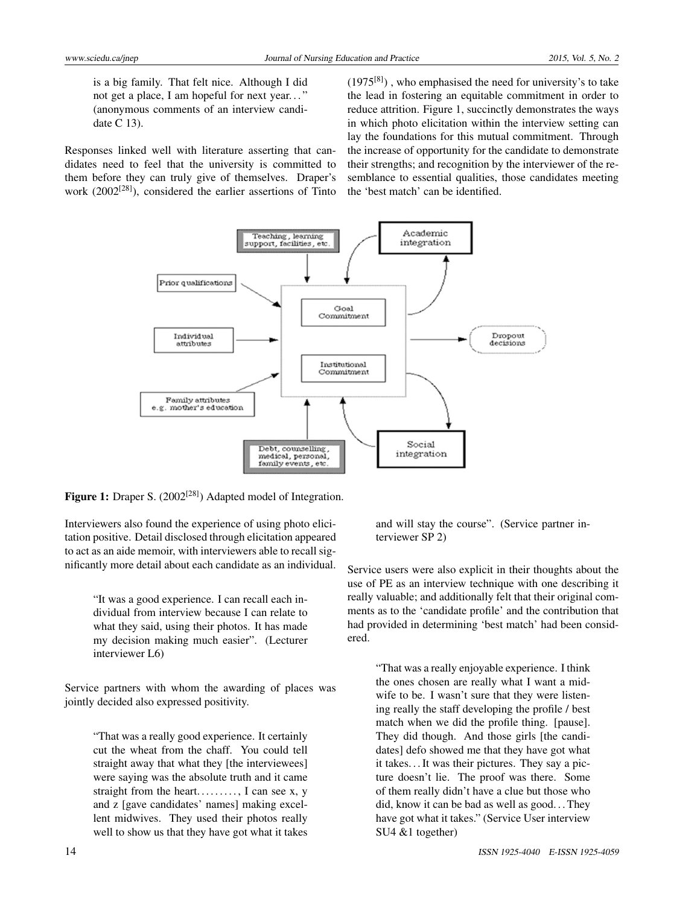is a big family. That felt nice. Although I did not get a place, I am hopeful for next year. . . " (anonymous comments of an interview candidate C 13).

Responses linked well with literature asserting that candidates need to feel that the university is committed to them before they can truly give of themselves. Draper's work (2002[28]), considered the earlier assertions of Tinto (1975[8]) , who emphasised the need for university's to take the lead in fostering an equitable commitment in order to reduce attrition. Figure 1, succinctly demonstrates the ways in which photo elicitation within the interview setting can lay the foundations for this mutual commitment. Through the increase of opportunity for the candidate to demonstrate their strengths; and recognition by the interviewer of the resemblance to essential qualities, those candidates meeting the 'best match' can be identified.

**Figure 1:** Draper S. (2002[28]) Adapted model of Integration.

Interviewers also found the experience of using photo elicitation positive. Detail disclosed through elicitation appeared to act as an aide memoir, with interviewers able to recall significantly more detail about each candidate as an individual.

> "It was a good experience. I can recall each individual from interview because I can relate to what they said, using their photos. It has made my decision making much easier". (Lecturer interviewer L6)

Service partners with whom the awarding of places was jointly decided also expressed positivity.

> "That was a really good experience. It certainly cut the wheat from the chaff. You could tell straight away that what they [the interviewees] were saying was the absolute truth and it came straight from the heart. . . . . . . . . , I can see x, y and z [gave candidates' names] making excellent midwives. They used their photos really well to show us that they have got what it takes and will stay the course". (Service partner interviewer SP 2)

Service users were also explicit in their thoughts about the use of PE as an interview technique with one describing it really valuable; and additionally felt that their original comments as to the 'candidate profile' and the contribution that had provided in determining 'best match' had been considered.

> "That was a really enjoyable experience. I think the ones chosen are really what I want a midwife to be. I wasn't sure that they were listening really the staff developing the profile / best match when we did the profile thing. [pause]. They did though. And those girls [the candidates] defo showed me that they have got what it takes. . . It was their pictures. They say a picture doesn't lie. The proof was there. Some of them really didn't have a clue but those who did, know it can be bad as well as good. . . They have got what it takes." (Service User interview SU4 &1 together)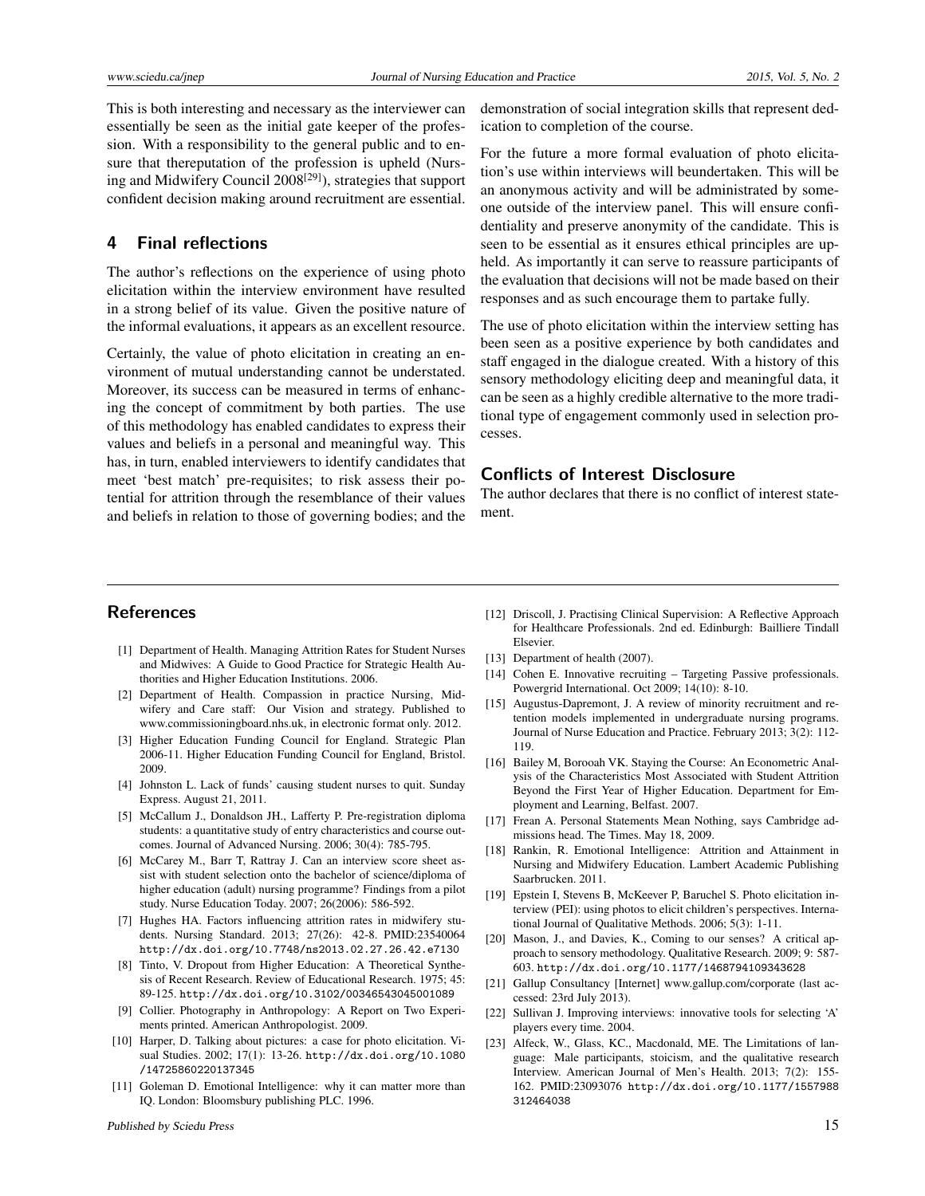This is both interesting and necessary as the interviewer can essentially be seen as the initial gate keeper of the profession. With a responsibility to the general public and to ensure that thereputation of the profession is upheld (Nursing and Midwifery Council 2008[29]), strategies that support confident decision making around recruitment are essential.

## 4 Final reflections

The author's reflections on the experience of using photo elicitation within the interview environment have resulted in a strong belief of its value. Given the positive nature of the informal evaluations, it appears as an excellent resource.

Certainly, the value of photo elicitation in creating an environment of mutual understanding cannot be understated. Moreover, its success can be measured in terms of enhancing the concept of commitment by both parties. The use of this methodology has enabled candidates to express their values and beliefs in a personal and meaningful way. This has, in turn, enabled interviewers to identify candidates that meet 'best match' pre-requisites; to risk assess their potential for attrition through the resemblance of their values and beliefs in relation to those of governing bodies; and the demonstration of social integration skills that represent dedication to completion of the course.

For the future a more formal evaluation of photo elicitation's use within interviews will beundertaken. This will be an anonymous activity and will be administrated by someone outside of the interview panel. This will ensure confidentiality and preserve anonymity of the candidate. This is seen to be essential as it ensures ethical principles are upheld. As importantly it can serve to reassure participants of the evaluation that decisions will not be made based on their responses and as such encourage them to partake fully.

The use of photo elicitation within the interview setting has been seen as a positive experience by both candidates and staff engaged in the dialogue created. With a history of this sensory methodology eliciting deep and meaningful data, it can be seen as a highly credible alternative to the more traditional type of engagement commonly used in selection processes.

## Conflicts of Interest Disclosure

The author declares that there is no conflict of interest statement.

## References

[1] Department of Health. Managing Attrition Rates for Student Nurses and Midwives: A Guide to Good Practice for Strategic Health Authorities and Higher Education Institutions. 2006.

[2] Department of Health. Compassion in practice Nursing, Midwifery and Care staff: Our Vision and strategy. Published to www.commissioningboard.nhs.uk, in electronic format only. 2012.

[3] Higher Education Funding Council for England. Strategic Plan 2006-11. Higher Education Funding Council for England, Bristol. 2009.

[4] Johnston L. Lack of funds' causing student nurses to quit. Sunday Express. August 21, 2011.

[5] McCallum J., Donaldson JH., Lafferty P. Pre-registration diploma students: a quantitative study of entry characteristics and course outcomes. Journal of Advanced Nursing. 2006; 30(4): 785-795.

[6] McCarey M., Barr T, Rattray J. Can an interview score sheet assist with student selection onto the bachelor of science/diploma of higher education (adult) nursing programme? Findings from a pilot study. Nurse Education Today. 2007; 26(2006): 586-592.

[7] Hughes HA. Factors influencing attrition rates in midwifery students. Nursing Standard. 2013; 27(26): 42-8. PMID:23540064 http://dx.doi.org/10.7748/ns2013.02.27.26.42.e7130

[8] Tinto, V. Dropout from Higher Education: A Theoretical Synthesis of Recent Research. Review of Educational Research. 1975; 45: 89-125. http://dx.doi.org/10.3102/00346543045001089

[9] Collier. Photography in Anthropology: A Report on Two Experiments printed. American Anthropologist. 2009.

[10] Harper, D. Talking about pictures: a case for photo elicitation. Visual Studies. 2002; 17(1): 13-26. http://dx.doi.org/10.1080/14725860220137345

[11] Goleman D. Emotional Intelligence: why it can matter more than IQ. London: Bloomsbury publishing PLC. 1996.

[12] Driscoll, J. Practising Clinical Supervision: A Reflective Approach for Healthcare Professionals. 2nd ed. Edinburgh: Bailliere Tindall Elsevier.

[13] Department of health (2007).

[14] Cohen E. Innovative recruiting – Targeting Passive professionals. Powergrid International. Oct 2009; 14(10): 8-10.

[15] Augustus-Dapremont, J. A review of minority recruitment and retention models implemented in undergraduate nursing programs. Journal of Nurse Education and Practice. February 2013; 3(2): 112-119.

[16] Bailey M, Borooah VK. Staying the Course: An Econometric Analysis of the Characteristics Most Associated with Student Attrition Beyond the First Year of Higher Education. Department for Employment and Learning, Belfast. 2007.

[17] Frean A. Personal Statements Mean Nothing, says Cambridge admissions head. The Times. May 18, 2009.

[18] Rankin, R. Emotional Intelligence: Attrition and Attainment in Nursing and Midwifery Education. Lambert Academic Publishing Saarbrucken. 2011.

[19] Epstein I, Stevens B, McKeever P, Baruchel S. Photo elicitation interview (PEI): using photos to elicit children's perspectives. International Journal of Qualitative Methods. 2006; 5(3): 1-11.

[20] Mason, J., and Davies, K., Coming to our senses? A critical approach to sensory methodology. Qualitative Research. 2009; 9: 587-603. http://dx.doi.org/10.1177/1468794109343628

[21] Gallup Consultancy [Internet] www.gallup.com/corporate (last accessed: 23rd July 2013).

[22] Sullivan J. Improving interviews: innovative tools for selecting 'A' players every time. 2004.

[23] Alfeck, W., Glass, KC., Macdonald, ME. The Limitations of language: Male participants, stoicism, and the qualitative research Interview. American Journal of Men's Health. 2013; 7(2): 155-162. PMID:23093076 http://dx.doi.org/10.1177/1557988312464038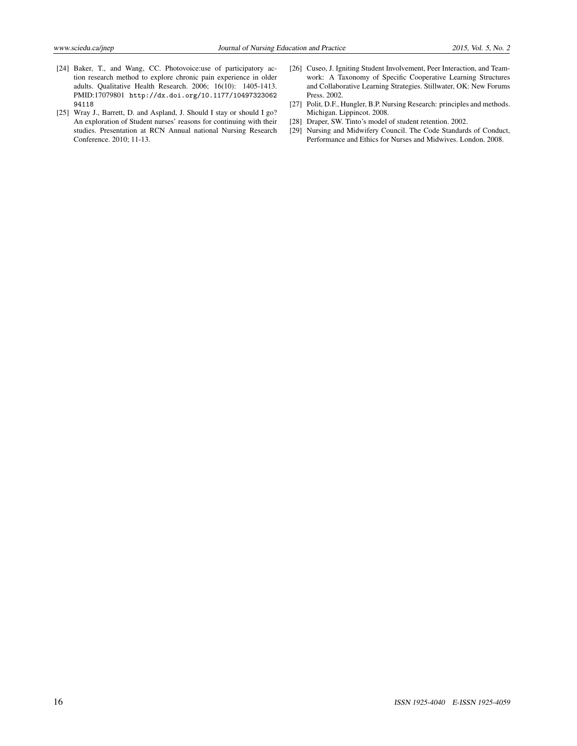[24] Baker, T., and Wang, CC. Photovoice:use of participatory action research method to explore chronic pain experience in older adults. Qualitative Health Research. 2006; 16(10): 1405-1413. PMID:17079801 http://dx.doi.org/10.1177/1049732306294118

[25] Wray J., Barrett, D. and Aspland, J. Should I stay or should I go? An exploration of Student nurses' reasons for continuing with their studies. Presentation at RCN Annual national Nursing Research Conference. 2010; 11-13.

[26] Cuseo, J. Igniting Student Involvement, Peer Interaction, and Teamwork: A Taxonomy of Specific Cooperative Learning Structures and Collaborative Learning Strategies. Stillwater, OK: New Forums Press. 2002.

[27] Polit, D.F., Hungler, B.P. Nursing Research: principles and methods. Michigan. Lippincot. 2008.

[28] Draper, SW. Tinto's model of student retention. 2002.

[29] Nursing and Midwifery Council. The Code Standards of Conduct, Performance and Ethics for Nurses and Midwives. London. 2008.